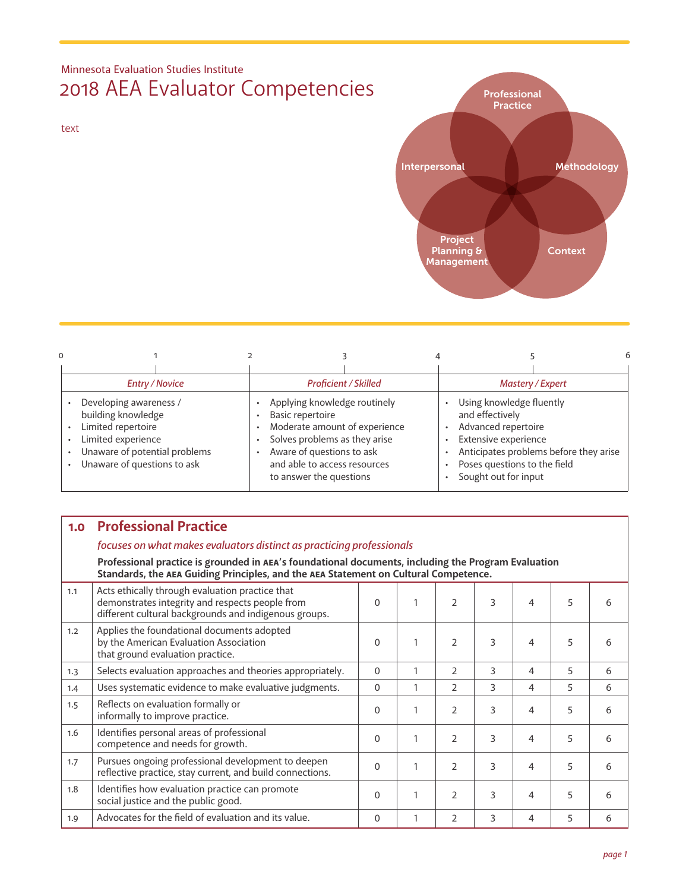Minnesota Evaluation Studies Institute

# 2018 AEA Evaluator Competencies

text

Professional Practice

Interpersonal

Methodology

Project Planning & Management

Context

| 0 — 1 — 2 | 2 — 3 — 4 | 4 — 5 — 6 |
|---|---|---|
| *Entry / Novice* | *Proficient / Skilled* | *Mastery / Expert* |
| • Developing awareness / building knowledge<br>• Limited repertoire<br>• Limited experience<br>• Unaware of potential problems<br>• Unaware of questions to ask | • Applying knowledge routinely<br>• Basic repertoire<br>• Moderate amount of experience<br>• Solves problems as they arise<br>• Aware of questions to ask and able to access resources to answer the questions | • Using knowledge fluently and effectively<br>• Advanced repertoire<br>• Extensive experience<br>• Anticipates problems before they arise<br>• Poses questions to the field<br>• Sought out for input |

## 1.0 Professional Practice

*focuses on what makes evaluators distinct as practicing professionals*

**Professional practice is grounded in AEA's foundational documents, including the Program Evaluation Standards, the AEA Guiding Principles, and the AEA Statement on Cultural Competence.**

| | | | | | | | | |
|---|---|---|---|---|---|---|---|---|
| 1.1 | Acts ethically through evaluation practice that demonstrates integrity and respects people from different cultural backgrounds and indigenous groups. | 0 | 1 | 2 | 3 | 4 | 5 | 6 |
| 1.2 | Applies the foundational documents adopted by the American Evaluation Association that ground evaluation practice. | 0 | 1 | 2 | 3 | 4 | 5 | 6 |
| 1.3 | Selects evaluation approaches and theories appropriately. | 0 | 1 | 2 | 3 | 4 | 5 | 6 |
| 1.4 | Uses systematic evidence to make evaluative judgments. | 0 | 1 | 2 | 3 | 4 | 5 | 6 |
| 1.5 | Reflects on evaluation formally or informally to improve practice. | 0 | 1 | 2 | 3 | 4 | 5 | 6 |
| 1.6 | Identifies personal areas of professional competence and needs for growth. | 0 | 1 | 2 | 3 | 4 | 5 | 6 |
| 1.7 | Pursues ongoing professional development to deepen reflective practice, stay current, and build connections. | 0 | 1 | 2 | 3 | 4 | 5 | 6 |
| 1.8 | Identifies how evaluation practice can promote social justice and the public good. | 0 | 1 | 2 | 3 | 4 | 5 | 6 |
| 1.9 | Advocates for the field of evaluation and its value. | 0 | 1 | 2 | 3 | 4 | 5 | 6 |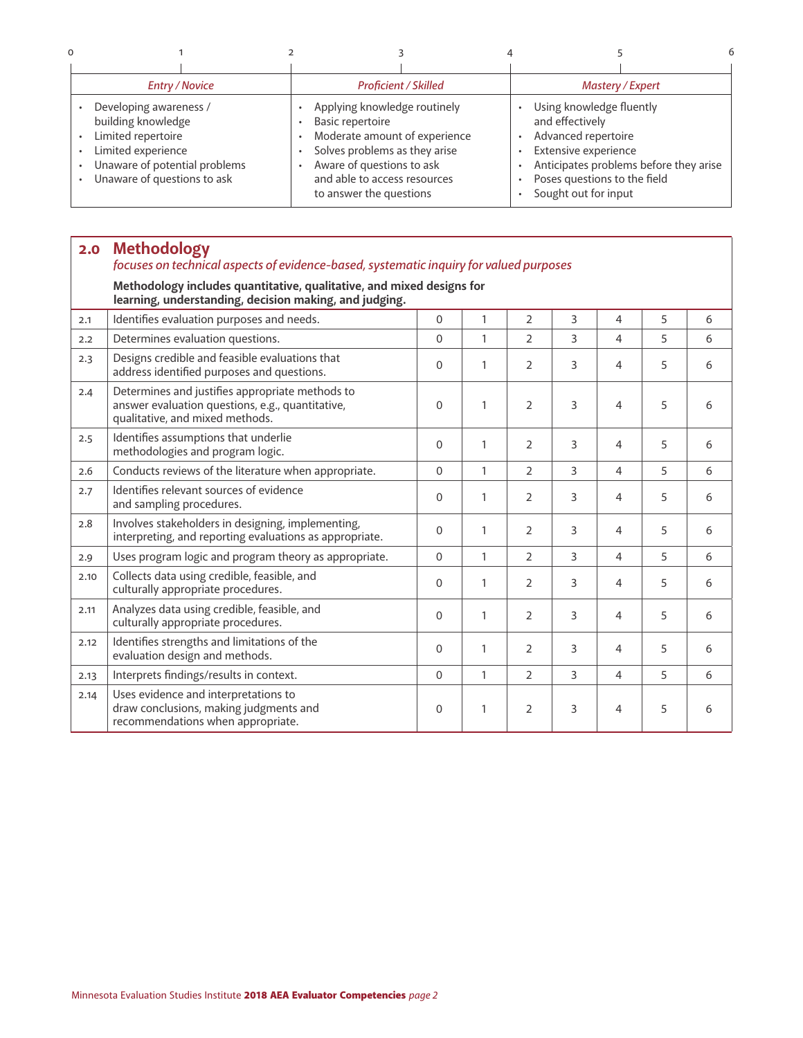| 0 | 1 | 2 | 3 | 4 | 5 | 6 |
|---|---|---|---|---|---|---|

| *Entry / Novice* | *Proficient / Skilled* | *Mastery / Expert* |
|---|---|---|
| • Developing awareness / building knowledge<br>• Limited repertoire<br>• Limited experience<br>• Unaware of potential problems<br>• Unaware of questions to ask | • Applying knowledge routinely<br>• Basic repertoire<br>• Moderate amount of experience<br>• Solves problems as they arise<br>• Aware of questions to ask and able to access resources to answer the questions | • Using knowledge fluently and effectively<br>• Advanced repertoire<br>• Extensive experience<br>• Anticipates problems before they arise<br>• Poses questions to the field<br>• Sought out for input |

## 2.0 Methodology

*focuses on technical aspects of evidence-based, systematic inquiry for valued purposes*

**Methodology includes quantitative, qualitative, and mixed designs for learning, understanding, decision making, and judging.**

| | | | | | | | | |
|---|---|---|---|---|---|---|---|---|
| 2.1 | Identifies evaluation purposes and needs. | 0 | 1 | 2 | 3 | 4 | 5 | 6 |
| 2.2 | Determines evaluation questions. | 0 | 1 | 2 | 3 | 4 | 5 | 6 |
| 2.3 | Designs credible and feasible evaluations that address identified purposes and questions. | 0 | 1 | 2 | 3 | 4 | 5 | 6 |
| 2.4 | Determines and justifies appropriate methods to answer evaluation questions, e.g., quantitative, qualitative, and mixed methods. | 0 | 1 | 2 | 3 | 4 | 5 | 6 |
| 2.5 | Identifies assumptions that underlie methodologies and program logic. | 0 | 1 | 2 | 3 | 4 | 5 | 6 |
| 2.6 | Conducts reviews of the literature when appropriate. | 0 | 1 | 2 | 3 | 4 | 5 | 6 |
| 2.7 | Identifies relevant sources of evidence and sampling procedures. | 0 | 1 | 2 | 3 | 4 | 5 | 6 |
| 2.8 | Involves stakeholders in designing, implementing, interpreting, and reporting evaluations as appropriate. | 0 | 1 | 2 | 3 | 4 | 5 | 6 |
| 2.9 | Uses program logic and program theory as appropriate. | 0 | 1 | 2 | 3 | 4 | 5 | 6 |
| 2.10 | Collects data using credible, feasible, and culturally appropriate procedures. | 0 | 1 | 2 | 3 | 4 | 5 | 6 |
| 2.11 | Analyzes data using credible, feasible, and culturally appropriate procedures. | 0 | 1 | 2 | 3 | 4 | 5 | 6 |
| 2.12 | Identifies strengths and limitations of the evaluation design and methods. | 0 | 1 | 2 | 3 | 4 | 5 | 6 |
| 2.13 | Interprets findings/results in context. | 0 | 1 | 2 | 3 | 4 | 5 | 6 |
| 2.14 | Uses evidence and interpretations to draw conclusions, making judgments and recommendations when appropriate. | 0 | 1 | 2 | 3 | 4 | 5 | 6 |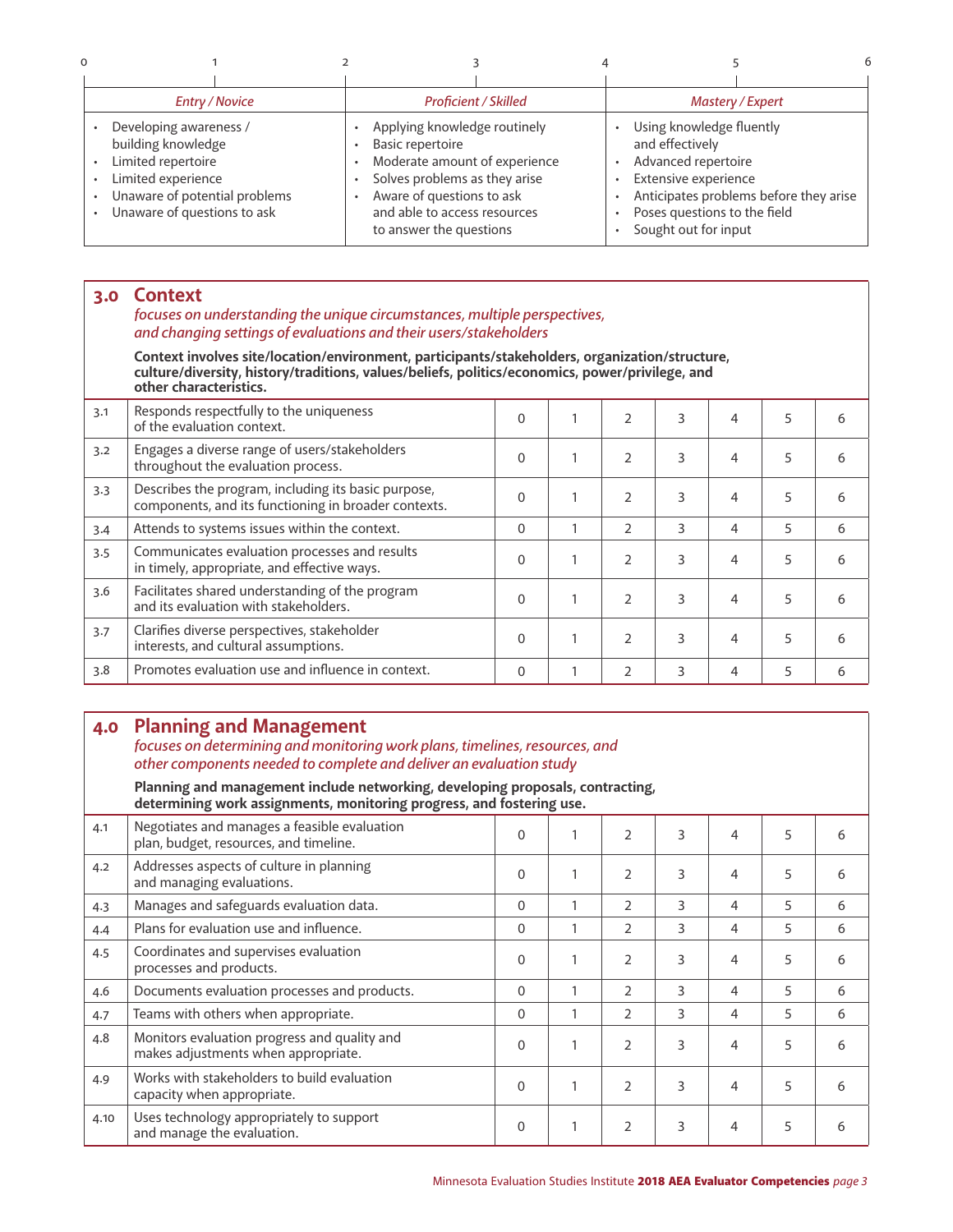| 0 | 1 | 2 | 3 | 4 | 5 | 6 |
|---|---|---|---|---|---|---|

| *Entry / Novice* | *Proficient / Skilled* | *Mastery / Expert* |
|---|---|---|
| • Developing awareness / building knowledge<br>• Limited repertoire<br>• Limited experience<br>• Unaware of potential problems<br>• Unaware of questions to ask | • Applying knowledge routinely<br>• Basic repertoire<br>• Moderate amount of experience<br>• Solves problems as they arise<br>• Aware of questions to ask and able to access resources to answer the questions | • Using knowledge fluently and effectively<br>• Advanced repertoire<br>• Extensive experience<br>• Anticipates problems before they arise<br>• Poses questions to the field<br>• Sought out for input |

## 3.0 Context

*focuses on understanding the unique circumstances, multiple perspectives, and changing settings of evaluations and their users/stakeholders*

**Context involves site/location/environment, participants/stakeholders, organization/structure, culture/diversity, history/traditions, values/beliefs, politics/economics, power/privilege, and other characteristics.**

| | | | | | | | | |
|---|---|---|---|---|---|---|---|---|
| 3.1 | Responds respectfully to the uniqueness of the evaluation context. | 0 | 1 | 2 | 3 | 4 | 5 | 6 |
| 3.2 | Engages a diverse range of users/stakeholders throughout the evaluation process. | 0 | 1 | 2 | 3 | 4 | 5 | 6 |
| 3.3 | Describes the program, including its basic purpose, components, and its functioning in broader contexts. | 0 | 1 | 2 | 3 | 4 | 5 | 6 |
| 3.4 | Attends to systems issues within the context. | 0 | 1 | 2 | 3 | 4 | 5 | 6 |
| 3.5 | Communicates evaluation processes and results in timely, appropriate, and effective ways. | 0 | 1 | 2 | 3 | 4 | 5 | 6 |
| 3.6 | Facilitates shared understanding of the program and its evaluation with stakeholders. | 0 | 1 | 2 | 3 | 4 | 5 | 6 |
| 3.7 | Clarifies diverse perspectives, stakeholder interests, and cultural assumptions. | 0 | 1 | 2 | 3 | 4 | 5 | 6 |
| 3.8 | Promotes evaluation use and influence in context. | 0 | 1 | 2 | 3 | 4 | 5 | 6 |

## 4.0 Planning and Management

*focuses on determining and monitoring work plans, timelines, resources, and other components needed to complete and deliver an evaluation study*

**Planning and management include networking, developing proposals, contracting, determining work assignments, monitoring progress, and fostering use.**

| | | | | | | | | |
|---|---|---|---|---|---|---|---|---|
| 4.1 | Negotiates and manages a feasible evaluation plan, budget, resources, and timeline. | 0 | 1 | 2 | 3 | 4 | 5 | 6 |
| 4.2 | Addresses aspects of culture in planning and managing evaluations. | 0 | 1 | 2 | 3 | 4 | 5 | 6 |
| 4.3 | Manages and safeguards evaluation data. | 0 | 1 | 2 | 3 | 4 | 5 | 6 |
| 4.4 | Plans for evaluation use and influence. | 0 | 1 | 2 | 3 | 4 | 5 | 6 |
| 4.5 | Coordinates and supervises evaluation processes and products. | 0 | 1 | 2 | 3 | 4 | 5 | 6 |
| 4.6 | Documents evaluation processes and products. | 0 | 1 | 2 | 3 | 4 | 5 | 6 |
| 4.7 | Teams with others when appropriate. | 0 | 1 | 2 | 3 | 4 | 5 | 6 |
| 4.8 | Monitors evaluation progress and quality and makes adjustments when appropriate. | 0 | 1 | 2 | 3 | 4 | 5 | 6 |
| 4.9 | Works with stakeholders to build evaluation capacity when appropriate. | 0 | 1 | 2 | 3 | 4 | 5 | 6 |
| 4.10 | Uses technology appropriately to support and manage the evaluation. | 0 | 1 | 2 | 3 | 4 | 5 | 6 |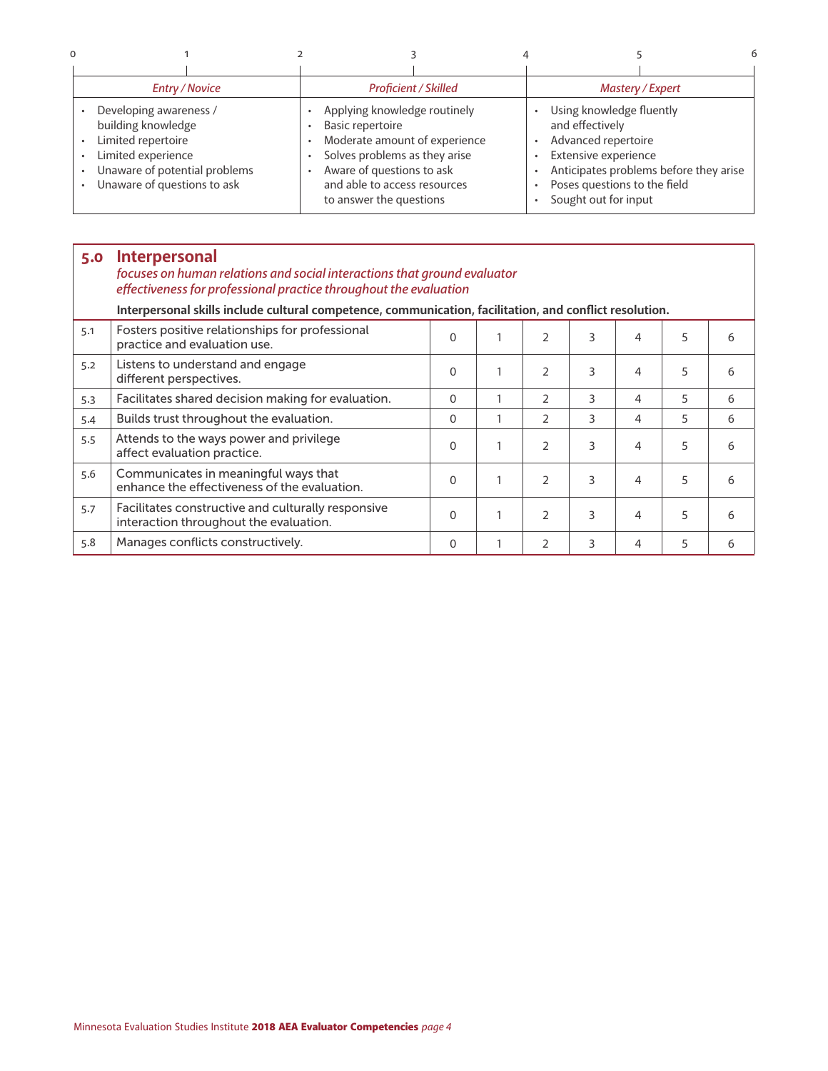| 0 | 1 | 2 | 3 | 4 | 5 | 6 |
|---|---|---|---|---|---|---|

| *Entry / Novice* | *Proficient / Skilled* | *Mastery / Expert* |
|---|---|---|
| • Developing awareness / building knowledge<br>• Limited repertoire<br>• Limited experience<br>• Unaware of potential problems<br>• Unaware of questions to ask | • Applying knowledge routinely<br>• Basic repertoire<br>• Moderate amount of experience<br>• Solves problems as they arise<br>• Aware of questions to ask and able to access resources to answer the questions | • Using knowledge fluently and effectively<br>• Advanced repertoire<br>• Extensive experience<br>• Anticipates problems before they arise<br>• Poses questions to the field<br>• Sought out for input |

## 5.0 Interpersonal

*focuses on human relations and social interactions that ground evaluator effectiveness for professional practice throughout the evaluation*

**Interpersonal skills include cultural competence, communication, facilitation, and conflict resolution.**

| | | | | | | | | |
|---|---|---|---|---|---|---|---|---|
| 5.1 | Fosters positive relationships for professional practice and evaluation use. | 0 | 1 | 2 | 3 | 4 | 5 | 6 |
| 5.2 | Listens to understand and engage different perspectives. | 0 | 1 | 2 | 3 | 4 | 5 | 6 |
| 5.3 | Facilitates shared decision making for evaluation. | 0 | 1 | 2 | 3 | 4 | 5 | 6 |
| 5.4 | Builds trust throughout the evaluation. | 0 | 1 | 2 | 3 | 4 | 5 | 6 |
| 5.5 | Attends to the ways power and privilege affect evaluation practice. | 0 | 1 | 2 | 3 | 4 | 5 | 6 |
| 5.6 | Communicates in meaningful ways that enhance the effectiveness of the evaluation. | 0 | 1 | 2 | 3 | 4 | 5 | 6 |
| 5.7 | Facilitates constructive and culturally responsive interaction throughout the evaluation. | 0 | 1 | 2 | 3 | 4 | 5 | 6 |
| 5.8 | Manages conflicts constructively. | 0 | 1 | 2 | 3 | 4 | 5 | 6 |